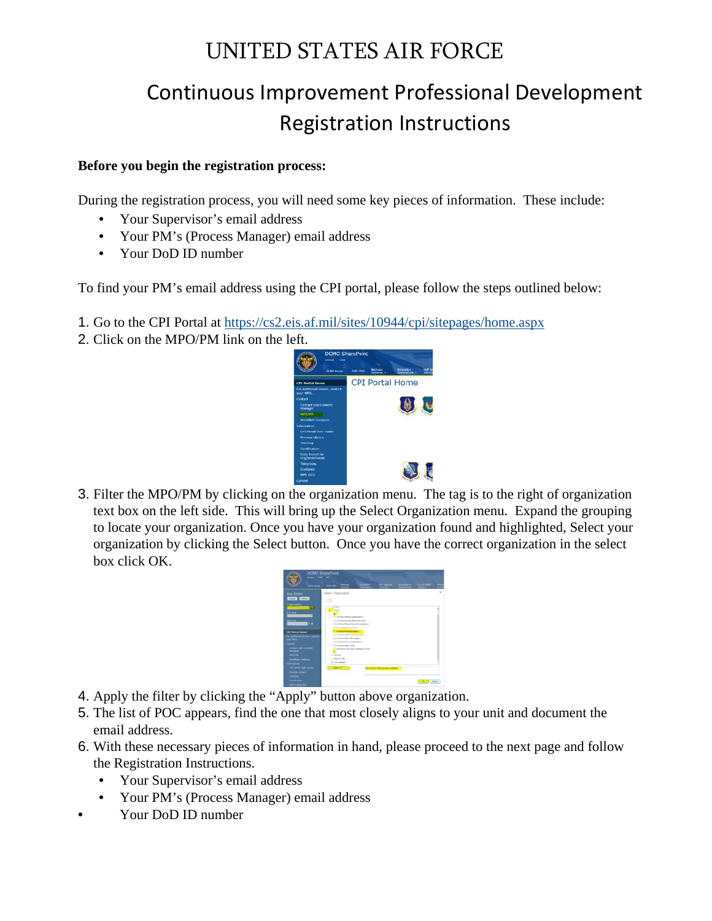# UNITED STATES AIR FORCE

## Continuous Improvement Professional Development Registration Instructions

**Before you begin the registration process:**

During the registration process, you will need some key pieces of information. These include:

- Your Supervisor's email address
- Your PM's (Process Manager) email address
- Your DoD ID number

To find your PM's email address using the CPI portal, please follow the steps outlined below:

1. Go to the CPI Portal at https://cs2.eis.af.mil/sites/10944/cpi/sitepages/home.aspx
2. Click on the MPO/PM link on the left.
3. Filter the MPO/PM by clicking on the organization menu. The tag is to the right of organization text box on the left side. This will bring up the Select Organization menu. Expand the grouping to locate your organization. Once you have your organization found and highlighted, Select your organization by clicking the Select button. Once you have the correct organization in the select box click OK.
4. Apply the filter by clicking the "Apply" button above organization.
5. The list of POC appears, find the one that most closely aligns to your unit and document the email address.
6. With these necessary pieces of information in hand, please proceed to the next page and follow the Registration Instructions.
   - Your Supervisor's email address
   - Your PM's (Process Manager) email address
- Your DoD ID number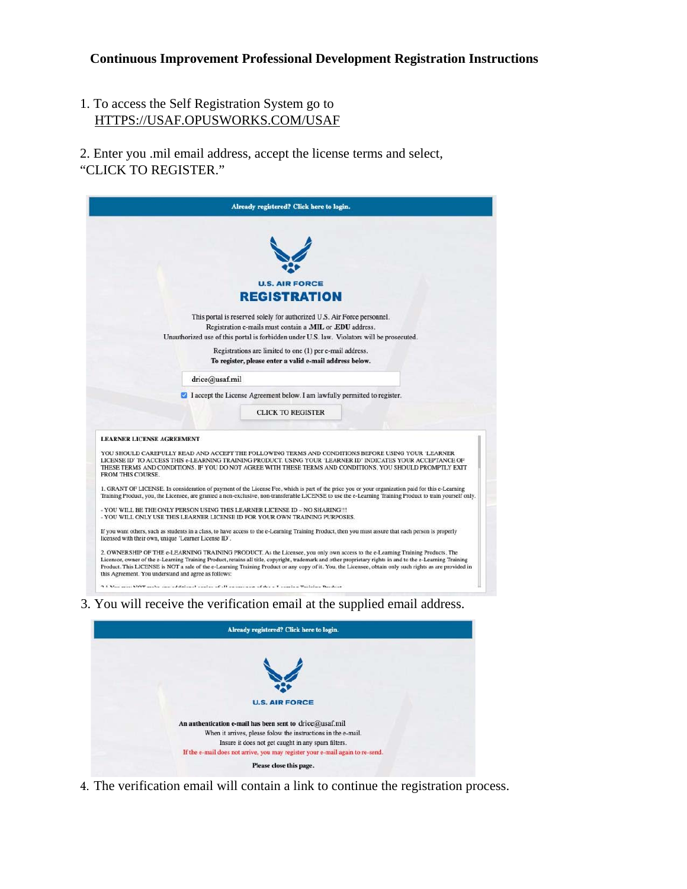**Continuous Improvement Professional Development Registration Instructions**

1. To access the Self Registration System go to HTTPS://USAF.OPUSWORKS.COM/USAF

2. Enter you .mil email address, accept the license terms and select, "CLICK TO REGISTER."

Already registered? Click here to login.

U.S. AIR FORCE

**REGISTRATION**

This portal is reserved solely for authorized U.S. Air Force personnel.
Registration e-mails must contain a **.MIL** or **.EDU** address.
Unauthorized use of this portal is forbidden under U.S. law. Violators will be prosecuted.

Registrations are limited to one (1) per e-mail address.
**To register, please enter a valid e-mail address below.**

drice@usaf.mil

☑ I accept the License Agreement below. I am lawfully permitted to register.

CLICK TO REGISTER

**LEARNER LICENSE AGREEMENT**

YOU SHOULD CAREFULLY READ AND ACCEPT THE FOLLOWING TERMS AND CONDITIONS BEFORE USING YOUR 'LEARNER LICENSE ID' TO ACCESS THIS e-LEARNING TRAINING PRODUCT. USING YOUR 'LEARNER ID' INDICATES YOUR ACCEPTANCE OF THESE TERMS AND CONDITIONS. IF YOU DO NOT AGREE WITH THESE TERMS AND CONDITIONS, YOU SHOULD PROMPTLY EXIT FROM THIS COURSE.

1. GRANT OF LICENSE. In consideration of payment of the License Fee, which is part of the price you or your organization paid for this e-Learning Training Product, you, the Licensee, are granted a non-exclusive, non-transferable LICENSE to use the e-Learning Training Product to train yourself only.

- YOU WILL BE THE ONLY PERSON USING THIS LEARNER LICENSE ID – NO SHARING!!!
- YOU WILL ONLY USE THIS LEARNER LICENSE ID FOR YOUR OWN TRAINING PURPOSES.

If you want others, such as students in a class, to have access to the e-Learning Training Product, then you must assure that each person is properly licensed with their own, unique 'Learner License ID'.

2. OWNERSHIP OF THE e-LEARNING TRAINING PRODUCT. As the Licensee, you only own access to the e-Learning Training Products. The Licensor, owner of the e-Learning Training Product, retains all title, copyright, trademark and other proprietary rights in and to the e-Learning Training Product. This LICENSE is NOT a sale of the e-Learning Training Product or any copy of it. You, the Licensee, obtain only such rights as are provided in this Agreement. You understand and agree as follows:

3. You will receive the verification email at the supplied email address.

Already registered? Click here to login.

U.S. AIR FORCE

**An authentication e-mail has been sent to** drice@usaf.mil
When it arrives, please folow the instructions in the e-mail.
Insure it does not get caught in any spam filters.
If the e-mail does not arrive, you may register your e-mail again to re-send.

**Please close this page.**

4. The verification email will contain a link to continue the registration process.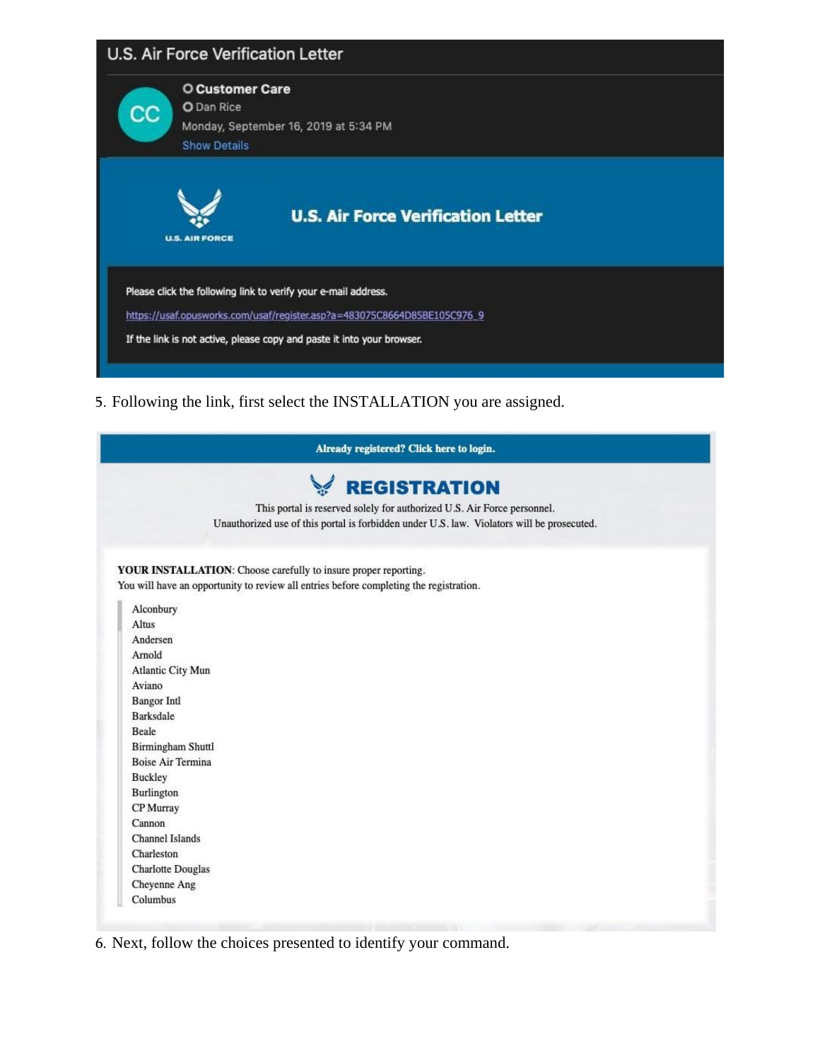U.S. Air Force Verification Letter

Customer Care
Dan Rice
Monday, September 16, 2019 at 5:34 PM
Show Details

U.S. AIR FORCE

**U.S. Air Force Verification Letter**

Please click the following link to verify your e-mail address.

https://usaf.opusworks.com/usaf/register.asp?a=483075C8664D85BE105C976_9

If the link is not active, please copy and paste it into your browser.

5. Following the link, first select the INSTALLATION you are assigned.

**Already registered? Click here to login.**

**REGISTRATION**

This portal is reserved solely for authorized U.S. Air Force personnel.
Unauthorized use of this portal is forbidden under U.S. law. Violators will be prosecuted.

**YOUR INSTALLATION**: Choose carefully to insure proper reporting.
You will have an opportunity to review all entries before completing the registration.

Alconbury
Altus
Andersen
Arnold
Atlantic City Mun
Aviano
Bangor Intl
Barksdale
Beale
Birmingham Shuttl
Boise Air Termina
Buckley
Burlington
CP Murray
Cannon
Channel Islands
Charleston
Charlotte Douglas
Cheyenne Ang
Columbus

6. Next, follow the choices presented to identify your command.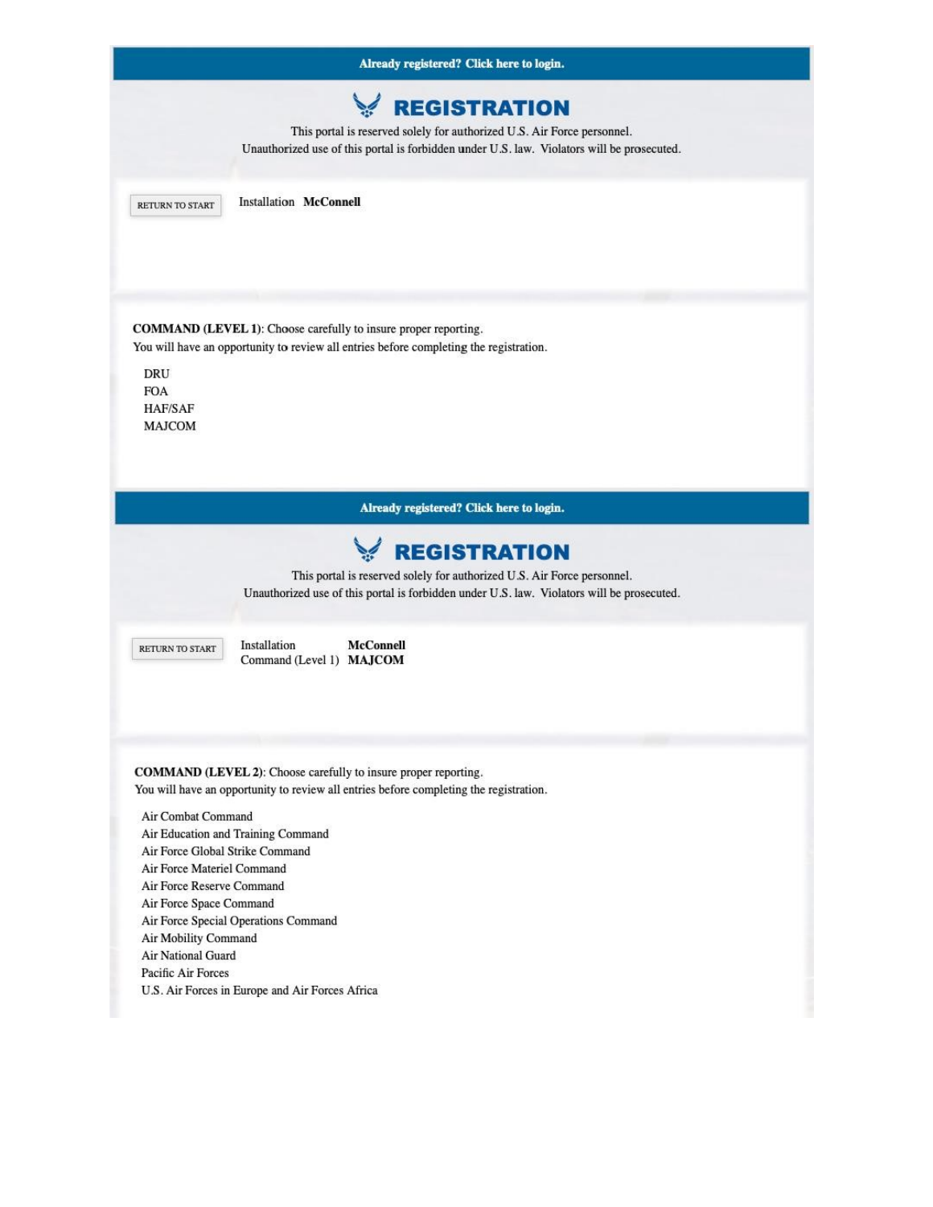Already registered? Click here to login.

# REGISTRATION

This portal is reserved solely for authorized U.S. Air Force personnel.
Unauthorized use of this portal is forbidden under U.S. law. Violators will be prosecuted.

RETURN TO START

Installation **McConnell**

**COMMAND (LEVEL 1)**: Choose carefully to insure proper reporting.
You will have an opportunity to review all entries before completing the registration.

- DRU
- FOA
- HAF/SAF
- MAJCOM

Already registered? Click here to login.

# REGISTRATION

This portal is reserved solely for authorized U.S. Air Force personnel.
Unauthorized use of this portal is forbidden under U.S. law. Violators will be prosecuted.

RETURN TO START

Installation **McConnell**
Command (Level 1) **MAJCOM**

**COMMAND (LEVEL 2)**: Choose carefully to insure proper reporting.
You will have an opportunity to review all entries before completing the registration.

- Air Combat Command
- Air Education and Training Command
- Air Force Global Strike Command
- Air Force Materiel Command
- Air Force Reserve Command
- Air Force Space Command
- Air Force Special Operations Command
- Air Mobility Command
- Air National Guard
- Pacific Air Forces
- U.S. Air Forces in Europe and Air Forces Africa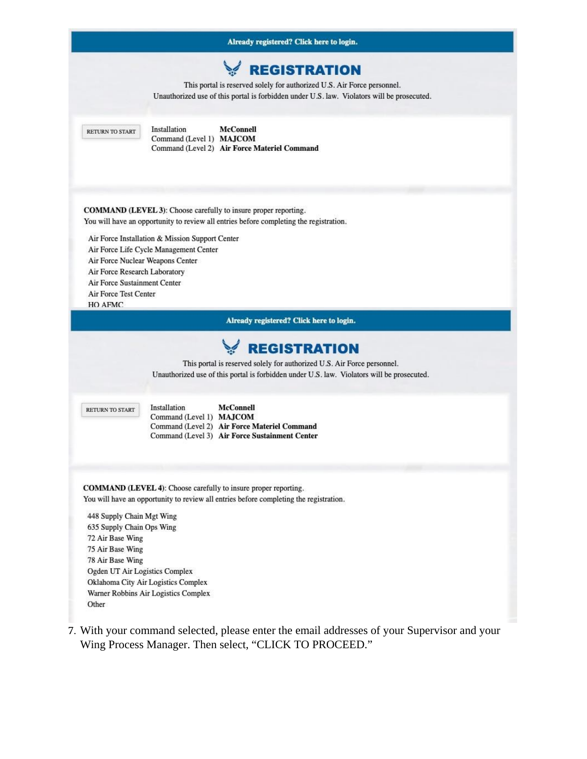Already registered? Click here to login.

## REGISTRATION

This portal is reserved solely for authorized U.S. Air Force personnel.
Unauthorized use of this portal is forbidden under U.S. law. Violators will be prosecuted.

RETURN TO START

Installation **McConnell**
Command (Level 1) **MAJCOM**
Command (Level 2) **Air Force Materiel Command**

**COMMAND (LEVEL 3)**: Choose carefully to insure proper reporting.
You will have an opportunity to review all entries before completing the registration.

Air Force Installation & Mission Support Center
Air Force Life Cycle Management Center
Air Force Nuclear Weapons Center
Air Force Research Laboratory
Air Force Sustainment Center
Air Force Test Center
HQ AFMC

Already registered? Click here to login.

## REGISTRATION

This portal is reserved solely for authorized U.S. Air Force personnel.
Unauthorized use of this portal is forbidden under U.S. law. Violators will be prosecuted.

RETURN TO START

Installation **McConnell**
Command (Level 1) **MAJCOM**
Command (Level 2) **Air Force Materiel Command**
Command (Level 3) **Air Force Sustainment Center**

**COMMAND (LEVEL 4)**: Choose carefully to insure proper reporting.
You will have an opportunity to review all entries before completing the registration.

448 Supply Chain Mgt Wing
635 Supply Chain Ops Wing
72 Air Base Wing
75 Air Base Wing
78 Air Base Wing
Ogden UT Air Logistics Complex
Oklahoma City Air Logistics Complex
Warner Robbins Air Logistics Complex
Other

7. With your command selected, please enter the email addresses of your Supervisor and your Wing Process Manager. Then select, "CLICK TO PROCEED."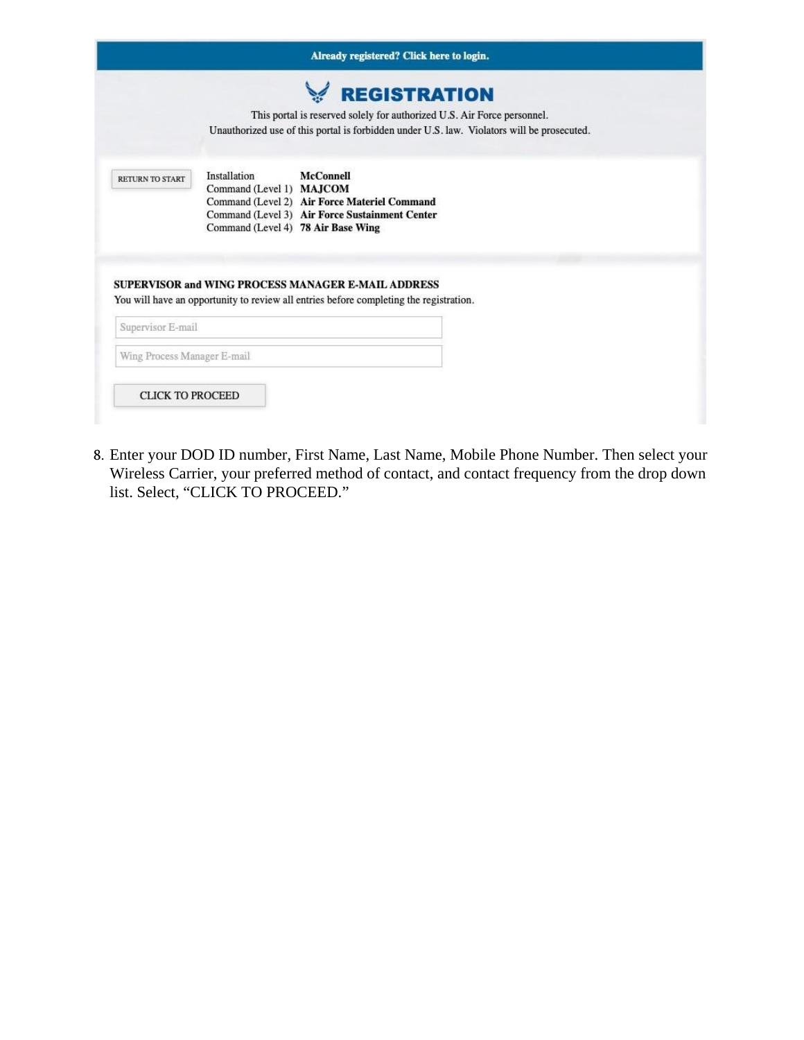Already registered? Click here to login.

# REGISTRATION

This portal is reserved solely for authorized U.S. Air Force personnel.
Unauthorized use of this portal is forbidden under U.S. law. Violators will be prosecuted.

RETURN TO START

| | |
|---|---|
| Installation | **McConnell** |
| Command (Level 1) | **MAJCOM** |
| Command (Level 2) | **Air Force Materiel Command** |
| Command (Level 3) | **Air Force Sustainment Center** |
| Command (Level 4) | **78 Air Base Wing** |

**SUPERVISOR and WING PROCESS MANAGER E-MAIL ADDRESS**

You will have an opportunity to review all entries before completing the registration.

Supervisor E-mail

Wing Process Manager E-mail

CLICK TO PROCEED

8. Enter your DOD ID number, First Name, Last Name, Mobile Phone Number. Then select your Wireless Carrier, your preferred method of contact, and contact frequency from the drop down list. Select, "CLICK TO PROCEED."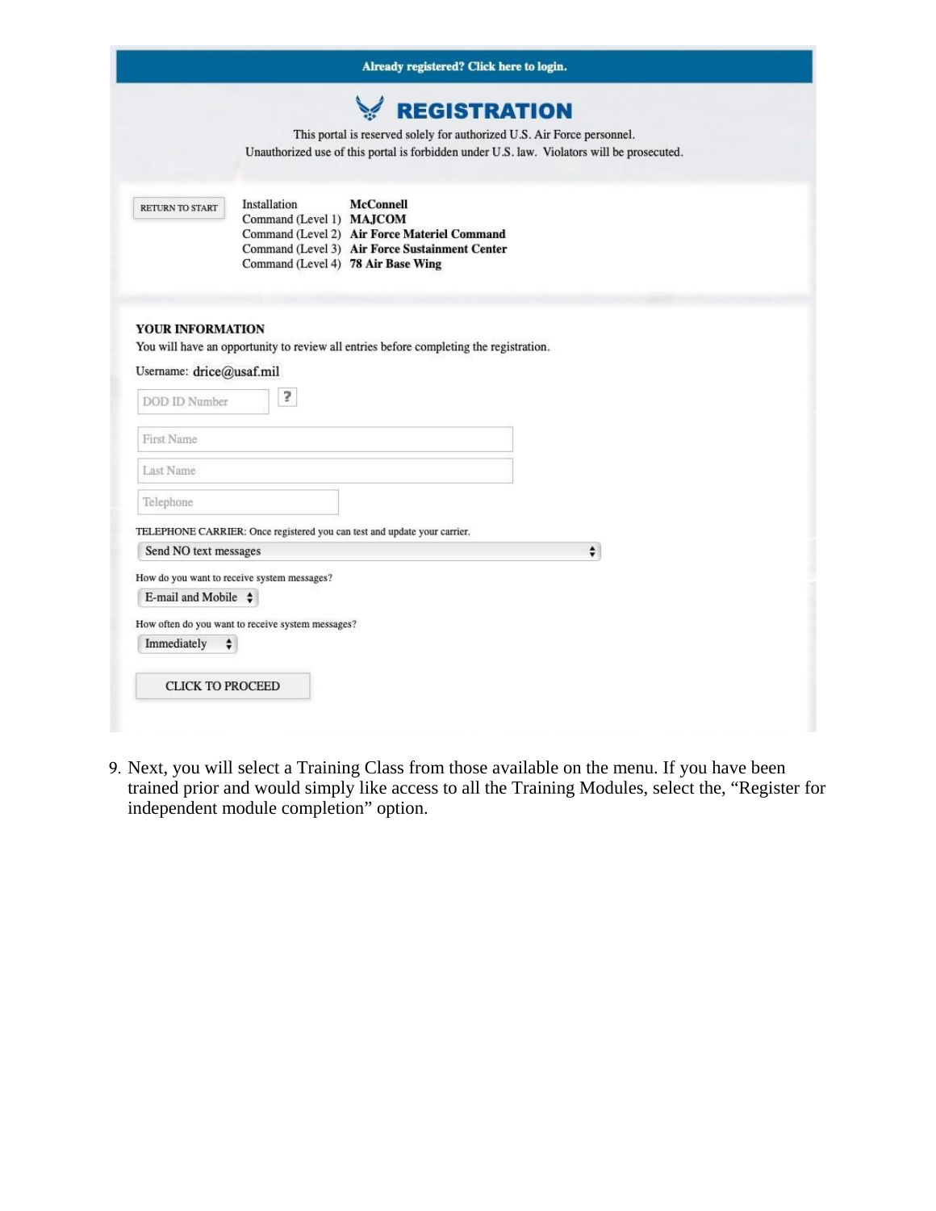Already registered? Click here to login.

# REGISTRATION

This portal is reserved solely for authorized U.S. Air Force personnel.
Unauthorized use of this portal is forbidden under U.S. law. Violators will be prosecuted.

RETURN TO START

| | |
|---|---|
| Installation | **McConnell** |
| Command (Level 1) | **MAJCOM** |
| Command (Level 2) | **Air Force Materiel Command** |
| Command (Level 3) | **Air Force Sustainment Center** |
| Command (Level 4) | **78 Air Base Wing** |

**YOUR INFORMATION**

You will have an opportunity to review all entries before completing the registration.

Username: drice@usaf.mil

DOD ID Number ?

First Name

Last Name

Telephone

TELEPHONE CARRIER: Once registered you can test and update your carrier.

Send NO text messages

How do you want to receive system messages?

E-mail and Mobile

How often do you want to receive system messages?

Immediately

CLICK TO PROCEED

9. Next, you will select a Training Class from those available on the menu. If you have been trained prior and would simply like access to all the Training Modules, select the, "Register for independent module completion" option.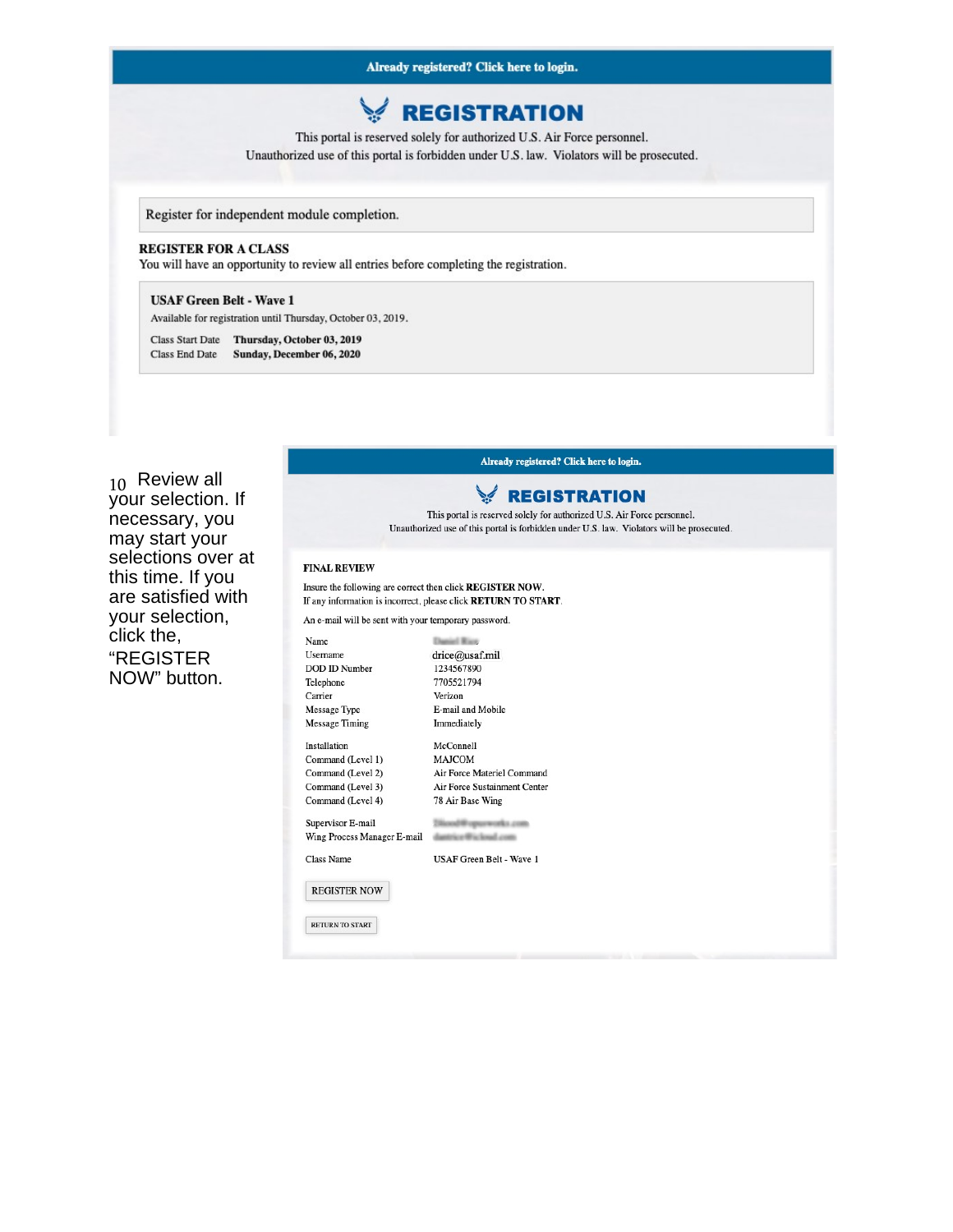Already registered? Click here to login.

# REGISTRATION

This portal is reserved solely for authorized U.S. Air Force personnel.
Unauthorized use of this portal is forbidden under U.S. law. Violators will be prosecuted.

Register for independent module completion.

**REGISTER FOR A CLASS**
You will have an opportunity to review all entries before completing the registration.

**USAF Green Belt - Wave 1**
Available for registration until Thursday, October 03, 2019.

Class Start Date **Thursday, October 03, 2019**
Class End Date **Sunday, December 06, 2020**

10 Review all your selection. If necessary, you may start your selections over at this time. If you are satisfied with your selection, click the, "REGISTER NOW" button.

Already registered? Click here to login.

# REGISTRATION

This portal is reserved solely for authorized U.S. Air Force personnel.
Unauthorized use of this portal is forbidden under U.S. law. Violators will be prosecuted.

**FINAL REVIEW**

Insure the following are correct then click **REGISTER NOW**.
If any information is incorrect, please click **RETURN TO START**.

An e-mail will be sent with your temporary password.

| | |
|---|---|
| Name | |
| Username | drice@usaf.mil |
| DOD ID Number | 1234567890 |
| Telephone | 7705521794 |
| Carrier | Verizon |
| Message Type | E-mail and Mobile |
| Message Timing | Immediately |
| Installation | McConnell |
| Command (Level 1) | MAJCOM |
| Command (Level 2) | Air Force Materiel Command |
| Command (Level 3) | Air Force Sustainment Center |
| Command (Level 4) | 78 Air Base Wing |
| Supervisor E-mail | |
| Wing Process Manager E-mail | |
| Class Name | USAF Green Belt - Wave 1 |

REGISTER NOW

RETURN TO START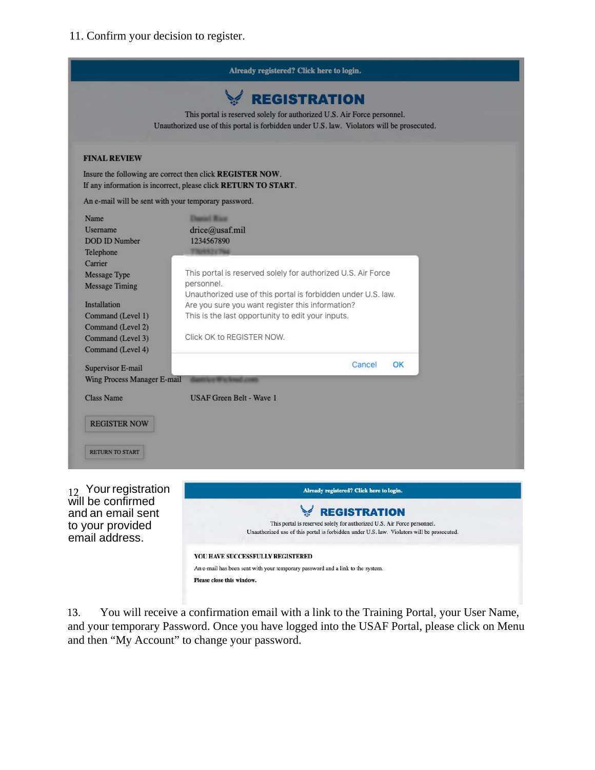11. Confirm your decision to register.

Already registered? Click here to login.

REGISTRATION

This portal is reserved solely for authorized U.S. Air Force personnel.
Unauthorized use of this portal is forbidden under U.S. law. Violators will be prosecuted.

**FINAL REVIEW**

Insure the following are correct then click **REGISTER NOW**.
If any information is incorrect, please click **RETURN TO START**.

An e-mail will be sent with your temporary password.

Name
Username drice@usaf.mil
DOD ID Number 1234567890
Telephone
Carrier
Message Type
Message Timing

Installation
Command (Level 1)
Command (Level 2)
Command (Level 3)
Command (Level 4)

Supervisor E-mail
Wing Process Manager E-mail

Class Name USAF Green Belt - Wave 1

REGISTER NOW

RETURN TO START

This portal is reserved solely for authorized U.S. Air Force personnel.
Unauthorized use of this portal is forbidden under U.S. law.
Are you sure you want register this information?
This is the last opportunity to edit your inputs.

Click OK to REGISTER NOW.

Cancel OK

12. Your registration will be confirmed and an email sent to your provided email address.

Already registered? Click here to login.

REGISTRATION

This portal is reserved solely for authorized U.S. Air Force personnel.
Unauthorized use of this portal is forbidden under U.S. law. Violators will be prosecuted.

**YOU HAVE SUCCESSFULLY REGISTERED**

An e-mail has been sent with your temporary password and a link to the system.

**Please close this window.**

13. You will receive a confirmation email with a link to the Training Portal, your User Name, and your temporary Password. Once you have logged into the USAF Portal, please click on Menu and then "My Account" to change your password.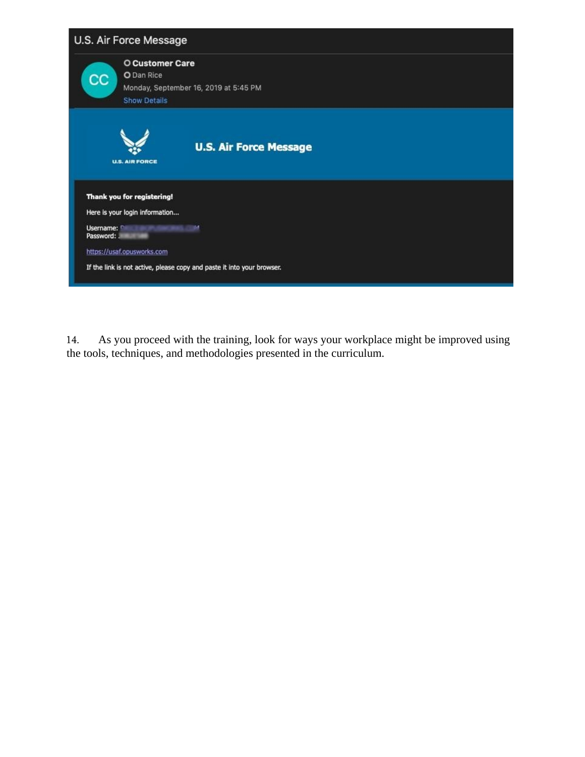U.S. Air Force Message

CC

**Customer Care**

Dan Rice

Monday, September 16, 2019 at 5:45 PM

Show Details

U.S. AIR FORCE

**U.S. Air Force Message**

**Thank you for registering!**

Here is your login information...

Username:
Password:

https://usaf.opusworks.com

If the link is not active, please copy and paste it into your browser.

14. As you proceed with the training, look for ways your workplace might be improved using the tools, techniques, and methodologies presented in the curriculum.